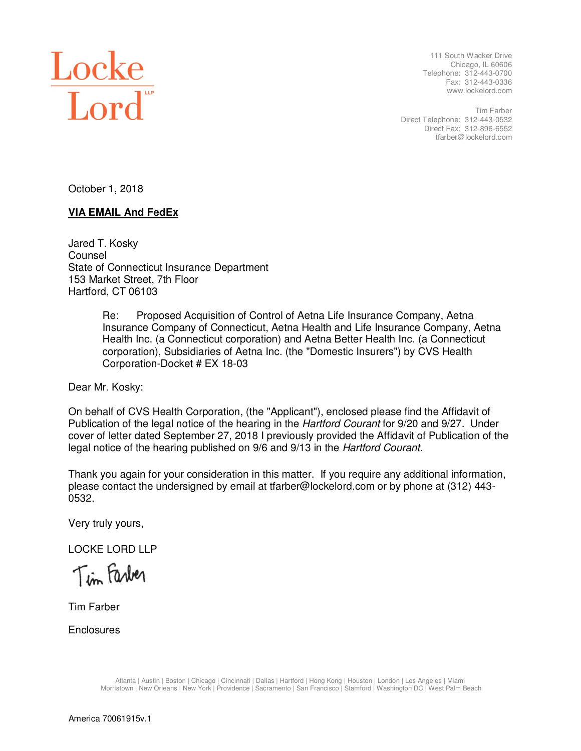Locke Lord LLP

111 South Wacker Drive
Chicago, IL 60606
Telephone: 312-443-0700
Fax: 312-443-0336
www.lockelord.com

Tim Farber
Direct Telephone: 312-443-0532
Direct Fax: 312-896-6552
tfarber@lockelord.com

October 1, 2018

**VIA EMAIL And FedEx**

Jared T. Kosky
Counsel
State of Connecticut Insurance Department
153 Market Street, 7th Floor
Hartford, CT 06103

> Re: Proposed Acquisition of Control of Aetna Life Insurance Company, Aetna Insurance Company of Connecticut, Aetna Health and Life Insurance Company, Aetna Health Inc. (a Connecticut corporation) and Aetna Better Health Inc. (a Connecticut corporation), Subsidiaries of Aetna Inc. (the "Domestic Insurers") by CVS Health Corporation-Docket # EX 18-03

Dear Mr. Kosky:

On behalf of CVS Health Corporation, (the "Applicant"), enclosed please find the Affidavit of Publication of the legal notice of the hearing in the *Hartford Courant* for 9/20 and 9/27. Under cover of letter dated September 27, 2018 I previously provided the Affidavit of Publication of the legal notice of the hearing published on 9/6 and 9/13 in the *Hartford Courant.*

Thank you again for your consideration in this matter. If you require any additional information, please contact the undersigned by email at tfarber@lockelord.com or by phone at (312) 443-0532.

Very truly yours,

LOCKE LORD LLP

Tim Farber

Tim Farber

Enclosures

Atlanta | Austin | Boston | Chicago | Cincinnati | Dallas | Hartford | Hong Kong | Houston | London | Los Angeles | Miami
Morristown | New Orleans | New York | Providence | Sacramento | San Francisco | Stamford | Washington DC | West Palm Beach

America 70061915v.1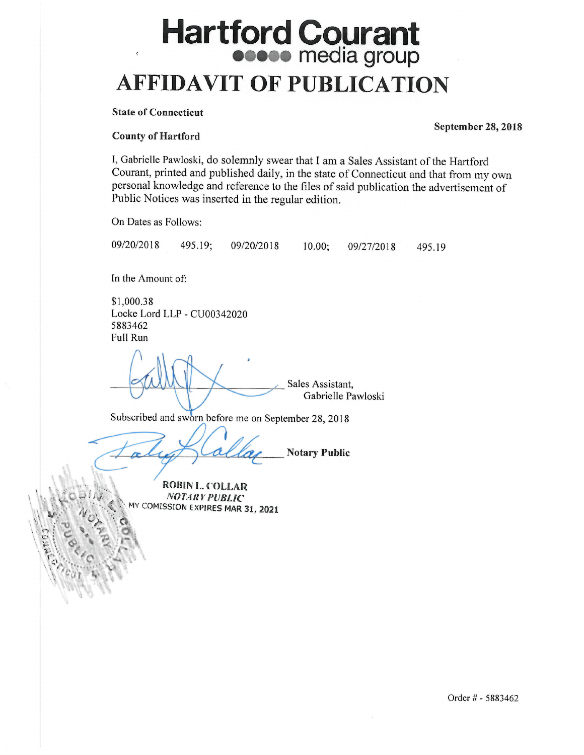# Hartford Courant

media group

# AFFIDAVIT OF PUBLICATION

**State of Connecticut**

**County of Hartford**

**September 28, 2018**

I, Gabrielle Pawloski, do solemnly swear that I am a Sales Assistant of the Hartford Courant, printed and published daily, in the state of Connecticut and that from my own personal knowledge and reference to the files of said publication the advertisement of Public Notices was inserted in the regular edition.

On Dates as Follows:

09/20/2018 495.19; 09/20/2018 10.00; 09/27/2018 495.19

In the Amount of:

$1,000.38
Locke Lord LLP - CU00342020
5883462
Full Run

Sales Assistant,
Gabrielle Pawloski

Subscribed and sworn before me on September 28, 2018

**Notary Public**

**ROBIN L. COLLAR**
***NOTARY PUBLIC***
MY COMISSION EXPIRES MAR 31, 2021

Order # - 5883462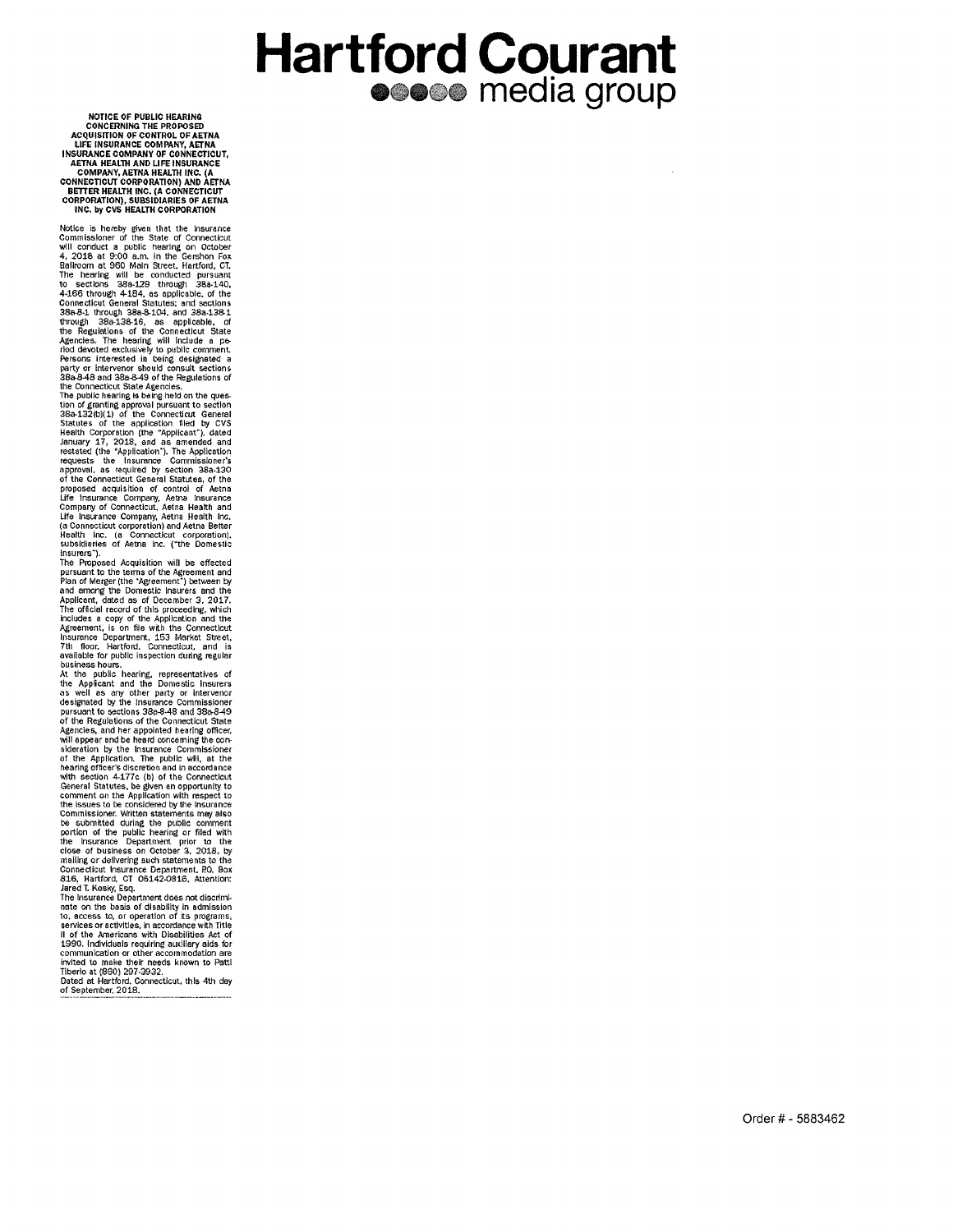# Hartford Courant media group

**NOTICE OF PUBLIC HEARING CONCERNING THE PROPOSED ACQUISITION OF CONTROL OF AETNA LIFE INSURANCE COMPANY, AETNA INSURANCE COMPANY OF CONNECTICUT, AETNA HEALTH AND LIFE INSURANCE COMPANY, AETNA HEALTH INC. (A CONNECTICUT CORPORATION) AND AETNA BETTER HEALTH INC. (A CONNECTICUT CORPORATION), SUBSIDIARIES OF AETNA INC. by CVS HEALTH CORPORATION**

Notice is hereby given that the Insurance Commissioner of the State of Connecticut will conduct a public hearing on October 4, 2018 at 9:00 a.m. in the Gershon Fox Ballroom at 960 Main Street, Hartford, CT. The hearing will be conducted pursuant to sections 38a-129 through 38a-140, 4-166 through 4-184, as applicable, of the Connecticut General Statutes; and sections 38a-8-1 through 38a-8-104, and 38a-138-1 through 38a-138-16, as applicable, of the Regulations of the Connecticut State Agencies. The hearing will include a period devoted exclusively to public comment. Persons interested in being designated a party or intervenor should consult sections 38a-8-48 and 38a-8-49 of the Regulations of the Connecticut State Agencies.

The public hearing is being held on the question of granting approval pursuant to section 38a-132(b)(1) of the Connecticut General Statutes of the application filed by CVS Health Corporation (the "Applicant"), dated January 17, 2018, and as amended and restated (the "Application"). The Application requests the Insurance Commissioner's approval, as required by section 38a-130 of the Connecticut General Statutes, of the proposed acquisition of control of Aetna Life Insurance Company, Aetna Insurance Company of Connecticut, Aetna Health and Life Insurance Company, Aetna Health Inc. (a Connecticut corporation) and Aetna Better Health Inc. (a Connecticut corporation), subsidiaries of Aetna Inc. ("the Domestic Insurers").

The Proposed Acquisition will be effected pursuant to the terms of the Agreement and Plan of Merger (the "Agreement") between by and among the Domestic Insurers and the Applicant, dated as of December 3, 2017. The official record of this proceeding, which includes a copy of the Application and the Agreement, is on file with the Connecticut Insurance Department, 153 Market Street, 7th floor, Hartford, Connecticut, and is available for public inspection during regular business hours.

At the public hearing, representatives of the Applicant and the Domestic Insurers as well as any other party or intervenor designated by the Insurance Commissioner pursuant to sections 38a-8-48 and 38a-8-49 of the Regulations of the Connecticut State Agencies, and her appointed hearing officer, will appear and be heard concerning the consideration by the Insurance Commissioner of the Application. The public will, at the hearing officer's discretion and in accordance with section 4-177c (b) of the Connecticut General Statutes, be given an opportunity to comment on the Application with respect to the issues to be considered by the Insurance Commissioner. Written statements may also be submitted during the public comment portion of the public hearing or filed with the Insurance Department prior to the close of business on October 3, 2018, by mailing or delivering such statements to the Connecticut Insurance Department, P.O. Box 816, Hartford, CT 06142-0816, Attention: Jared T. Kosky, Esq.

The Insurance Department does not discriminate on the basis of disability in admission to, access to, or operation of its programs, services or activities, in accordance with Title II of the Americans with Disabilities Act of 1990. Individuals requiring auxiliary aids for communication or other accommodation are invited to make their needs known to Patti Tiberio at (860) 297-3932.

Dated at Hartford, Connecticut, this 4th day of September, 2018.

Order # - 5883462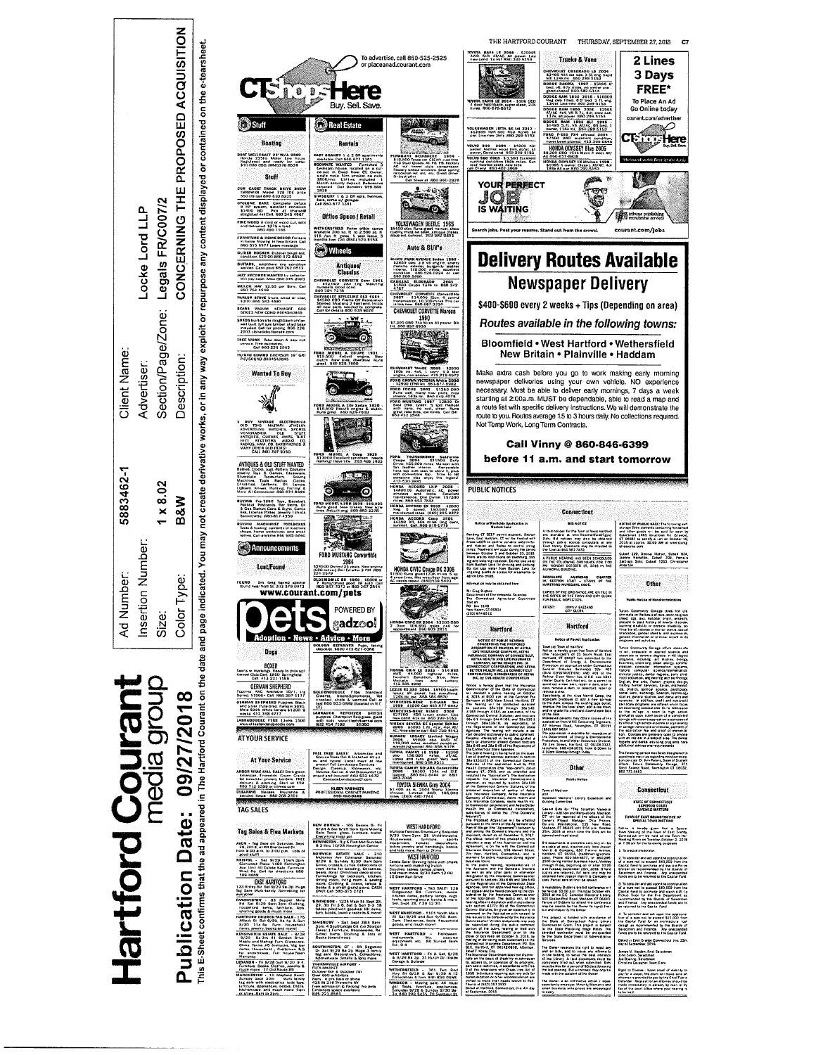# Hartford Courant media group

**Publication Date: 09/27/2018**

This E-Sheet confirms that the ad appeared in The Hartford Courant on the date and page indicated. You may not create derivative works, or in any way exploit or repurpose any content displayed or contained on the e-tearsheet.

| | |
|---|---|
| Ad Number: | 5883462-1 |
| Insertion Number: | |
| Size: | 1 x 8.02 |
| Color Type: | B&W |

| | |
|---|---|
| Client Name: | |
| Advertiser: | Locke Lord LLP |
| Section/Page/Zone: | Legals FR/C007/2 |
| Description: | CONCERNING THE PROPOSED ACQUISITION |

## Delivery Routes Available

### Newspaper Delivery

$400-$600 every 2 weeks + Tips (Depending on area)

*Routes available in the following towns:*

**Bloomfield • West Hartford • Wethersfield New Britain • Plainville • Haddam**

Make extra cash before you go to work making early morning newspaper deliveries using your own vehicle. NO experience necessary. Must be able to deliver early mornings, 7 days a week starting at 2:00a.m. MUST be dependable, able to read a map and a route list with specific delivery instructions. We will demonstrate the route to you. Routes average 15 to 3 hours daily. No collections required. Not Temp Work, Long Term Contracts.

**Call Vinny @ 860-846-6399 before 11 a.m. and start tomorrow**

2 Lines 3 Days FREE* To Place An Ad Go Online today courant.com/advertiser

YOUR PERFECT JOB IS WAITING

Search jobs. Post your resume. Stand out from the crowd. courant.com/jobs

## PUBLIC NOTICES

### Hartford

NOTICE OF PUBLIC HEARING CONCERNING THE PROPOSED ACQUISITION OF CONTROL OF AETNA LIFE INSURANCE COMPANY, AETNA INSURANCE COMPANY OF CONNECTICUT, AETNA HEALTH AND LIFE INSURANCE COMPANY, AETNA HEALTH INC. (A CONNECTICUT CORPORATION), AND AETNA BETTER HEALTH INC. (A CONNECTICUT CORPORATION), SUBSIDIARIES OF AETNA INC., BY CVS HEALTH CORPORATION